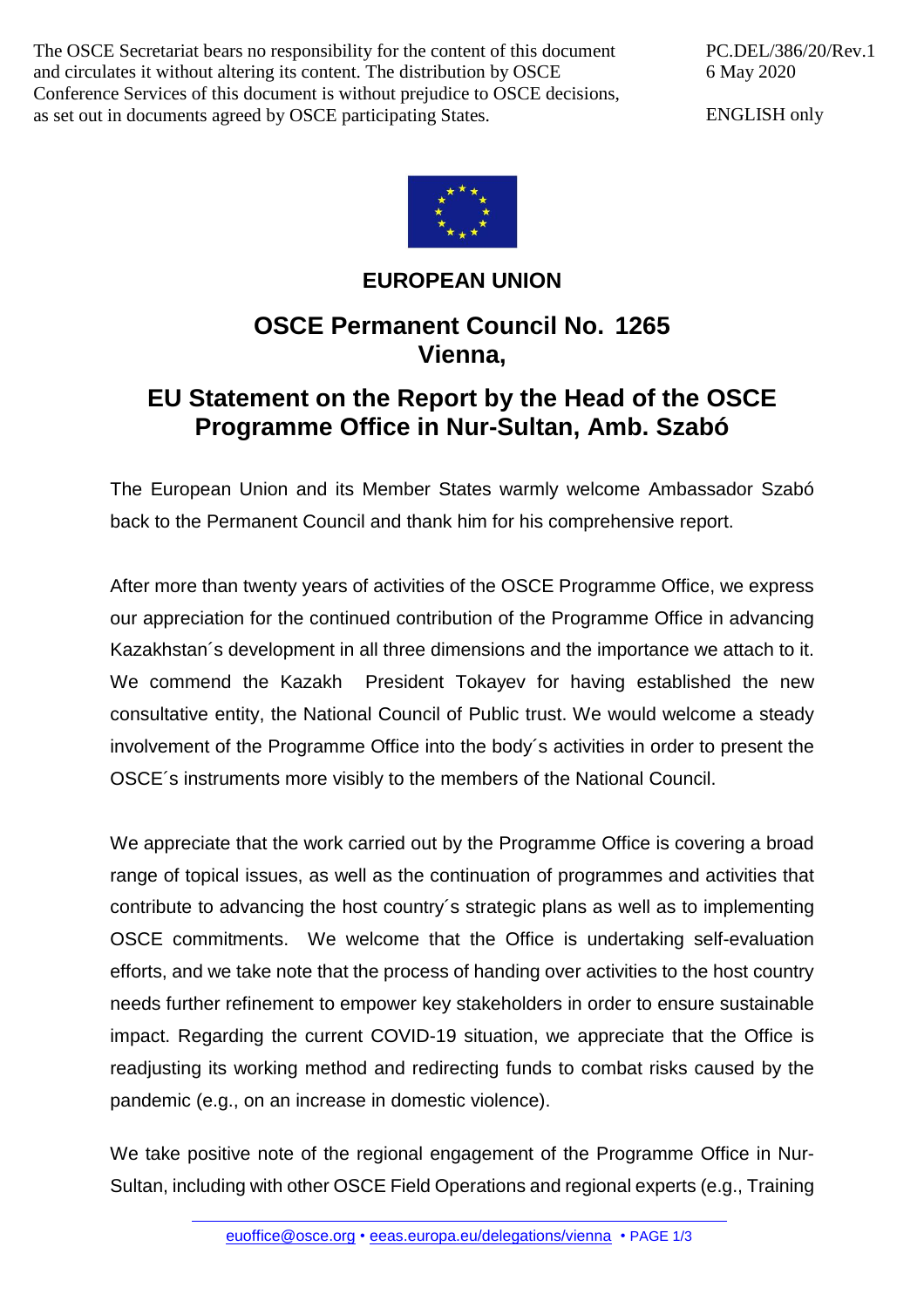The OSCE Secretariat bears no responsibility for the content of this document and circulates it without altering its content. The distribution by OSCE Conference Services of this document is without prejudice to OSCE decisions, as set out in documents agreed by OSCE participating States.

PC.DEL/386/20/Rev.1
6 May 2020

ENGLISH only

**EUROPEAN UNION**

## OSCE Permanent Council No. 1265
## Vienna,

## EU Statement on the Report by the Head of the OSCE Programme Office in Nur-Sultan, Amb. Szabó

The European Union and its Member States warmly welcome Ambassador Szabó back to the Permanent Council and thank him for his comprehensive report.

After more than twenty years of activities of the OSCE Programme Office, we express our appreciation for the continued contribution of the Programme Office in advancing Kazakhstan´s development in all three dimensions and the importance we attach to it. We commend the Kazakh President Tokayev for having established the new consultative entity, the National Council of Public trust. We would welcome a steady involvement of the Programme Office into the body´s activities in order to present the OSCE´s instruments more visibly to the members of the National Council.

We appreciate that the work carried out by the Programme Office is covering a broad range of topical issues, as well as the continuation of programmes and activities that contribute to advancing the host country´s strategic plans as well as to implementing OSCE commitments. We welcome that the Office is undertaking self-evaluation efforts, and we take note that the process of handing over activities to the host country needs further refinement to empower key stakeholders in order to ensure sustainable impact. Regarding the current COVID-19 situation, we appreciate that the Office is readjusting its working method and redirecting funds to combat risks caused by the pandemic (e.g., on an increase in domestic violence).

We take positive note of the regional engagement of the Programme Office in Nur-Sultan, including with other OSCE Field Operations and regional experts (e.g., Training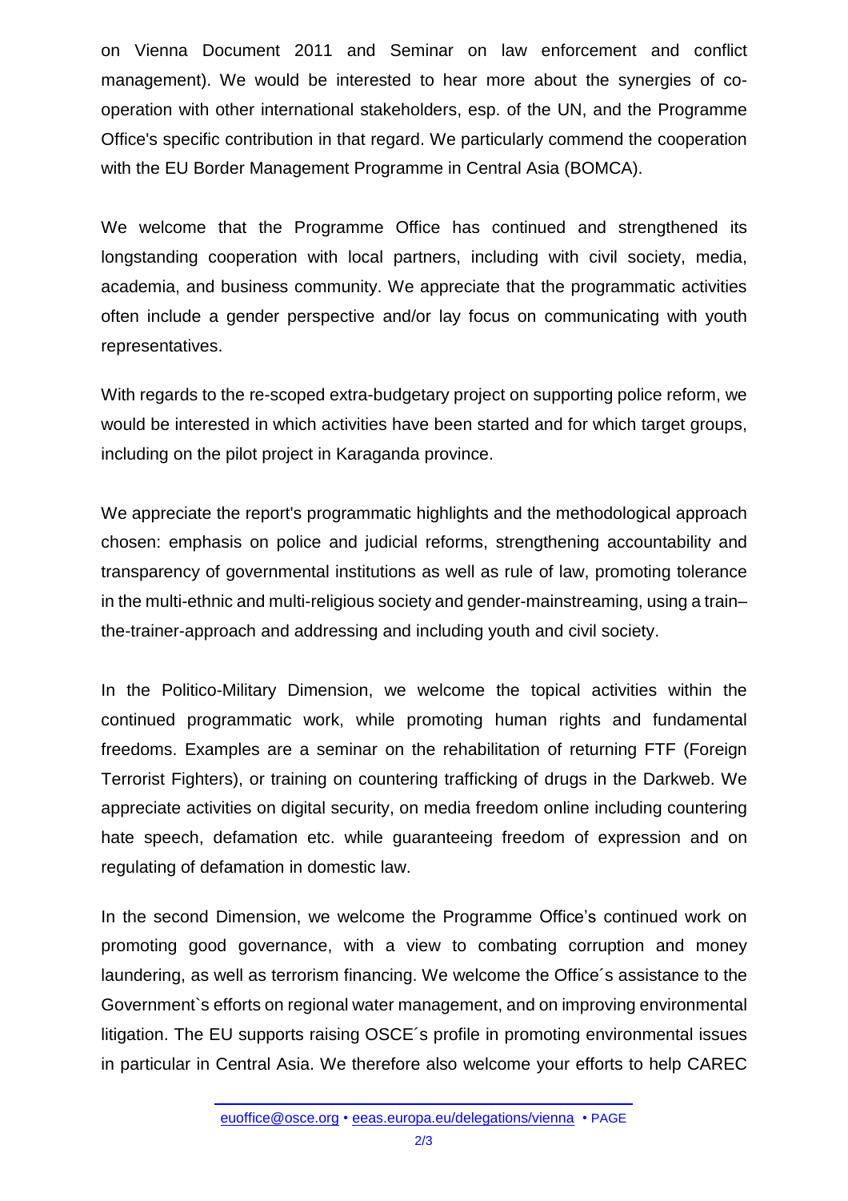on Vienna Document 2011 and Seminar on law enforcement and conflict management). We would be interested to hear more about the synergies of co-operation with other international stakeholders, esp. of the UN, and the Programme Office's specific contribution in that regard. We particularly commend the cooperation with the EU Border Management Programme in Central Asia (BOMCA).

We welcome that the Programme Office has continued and strengthened its longstanding cooperation with local partners, including with civil society, media, academia, and business community. We appreciate that the programmatic activities often include a gender perspective and/or lay focus on communicating with youth representatives.

With regards to the re-scoped extra-budgetary project on supporting police reform, we would be interested in which activities have been started and for which target groups, including on the pilot project in Karaganda province.

We appreciate the report's programmatic highlights and the methodological approach chosen: emphasis on police and judicial reforms, strengthening accountability and transparency of governmental institutions as well as rule of law, promoting tolerance in the multi-ethnic and multi-religious society and gender-mainstreaming, using a train–the-trainer-approach and addressing and including youth and civil society.

In the Politico-Military Dimension, we welcome the topical activities within the continued programmatic work, while promoting human rights and fundamental freedoms. Examples are a seminar on the rehabilitation of returning FTF (Foreign Terrorist Fighters), or training on countering trafficking of drugs in the Darkweb. We appreciate activities on digital security, on media freedom online including countering hate speech, defamation etc. while guaranteeing freedom of expression and on regulating of defamation in domestic law.

In the second Dimension, we welcome the Programme Office’s continued work on promoting good governance, with a view to combating corruption and money laundering, as well as terrorism financing. We welcome the Office´s assistance to the Government`s efforts on regional water management, and on improving environmental litigation. The EU supports raising OSCE´s profile in promoting environmental issues in particular in Central Asia. We therefore also welcome your efforts to help CAREC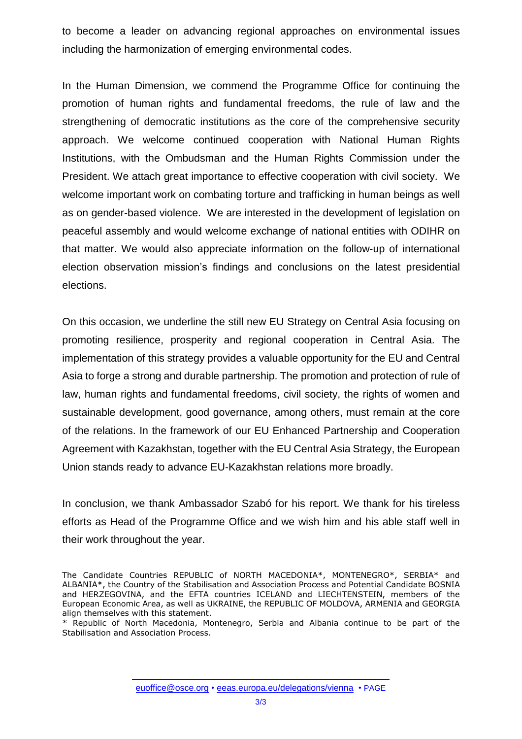to become a leader on advancing regional approaches on environmental issues including the harmonization of emerging environmental codes.

In the Human Dimension, we commend the Programme Office for continuing the promotion of human rights and fundamental freedoms, the rule of law and the strengthening of democratic institutions as the core of the comprehensive security approach. We welcome continued cooperation with National Human Rights Institutions, with the Ombudsman and the Human Rights Commission under the President. We attach great importance to effective cooperation with civil society. We welcome important work on combating torture and trafficking in human beings as well as on gender-based violence. We are interested in the development of legislation on peaceful assembly and would welcome exchange of national entities with ODIHR on that matter. We would also appreciate information on the follow-up of international election observation mission's findings and conclusions on the latest presidential elections.

On this occasion, we underline the still new EU Strategy on Central Asia focusing on promoting resilience, prosperity and regional cooperation in Central Asia. The implementation of this strategy provides a valuable opportunity for the EU and Central Asia to forge a strong and durable partnership. The promotion and protection of rule of law, human rights and fundamental freedoms, civil society, the rights of women and sustainable development, good governance, among others, must remain at the core of the relations. In the framework of our EU Enhanced Partnership and Cooperation Agreement with Kazakhstan, together with the EU Central Asia Strategy, the European Union stands ready to advance EU-Kazakhstan relations more broadly.

In conclusion, we thank Ambassador Szabó for his report. We thank for his tireless efforts as Head of the Programme Office and we wish him and his able staff well in their work throughout the year.

The Candidate Countries REPUBLIC of NORTH MACEDONIA*, MONTENEGRO*, SERBIA* and ALBANIA*, the Country of the Stabilisation and Association Process and Potential Candidate BOSNIA and HERZEGOVINA, and the EFTA countries ICELAND and LIECHTENSTEIN, members of the European Economic Area, as well as UKRAINE, the REPUBLIC OF MOLDOVA, ARMENIA and GEORGIA align themselves with this statement.

* Republic of North Macedonia, Montenegro, Serbia and Albania continue to be part of the Stabilisation and Association Process.

euoffice@osce.org • eeas.europa.eu/delegations/vienna